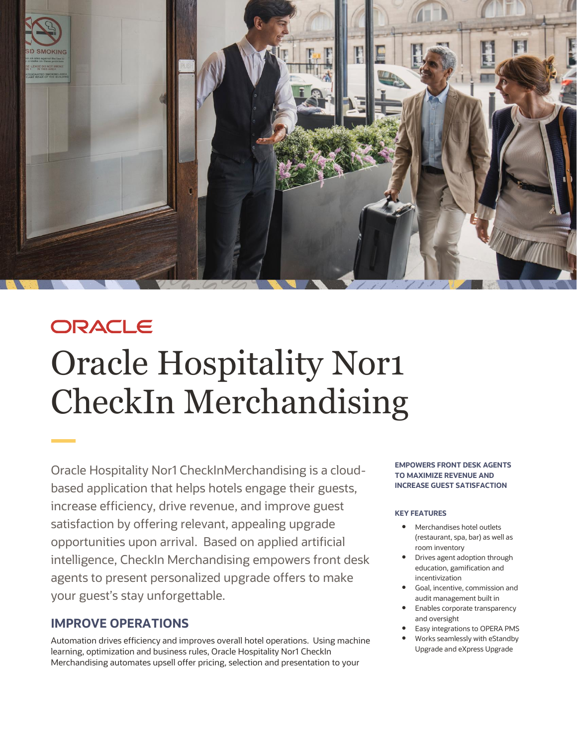ORACLE

# Oracle Hospitality Nor1 CheckIn Merchandising

Oracle Hospitality Nor1 CheckInMerchandising is a cloud-based application that helps hotels engage their guests, increase efficiency, drive revenue, and improve guest satisfaction by offering relevant, appealing upgrade opportunities upon arrival. Based on applied artificial intelligence, CheckIn Merchandising empowers front desk agents to present personalized upgrade offers to make your guest's stay unforgettable.

## IMPROVE OPERATIONS

Automation drives efficiency and improves overall hotel operations. Using machine learning, optimization and business rules, Oracle Hospitality Nor1 CheckIn Merchandising automates upsell offer pricing, selection and presentation to your

**EMPOWERS FRONT DESK AGENTS TO MAXIMIZE REVENUE AND INCREASE GUEST SATISFACTION**

**KEY FEATURES**

- Merchandises hotel outlets (restaurant, spa, bar) as well as room inventory
- Drives agent adoption through education, gamification and incentivization
- Goal, incentive, commission and audit management built in
- Enables corporate transparency and oversight
- Easy integrations to OPERA PMS
- Works seamlessly with eStandby Upgrade and eXpress Upgrade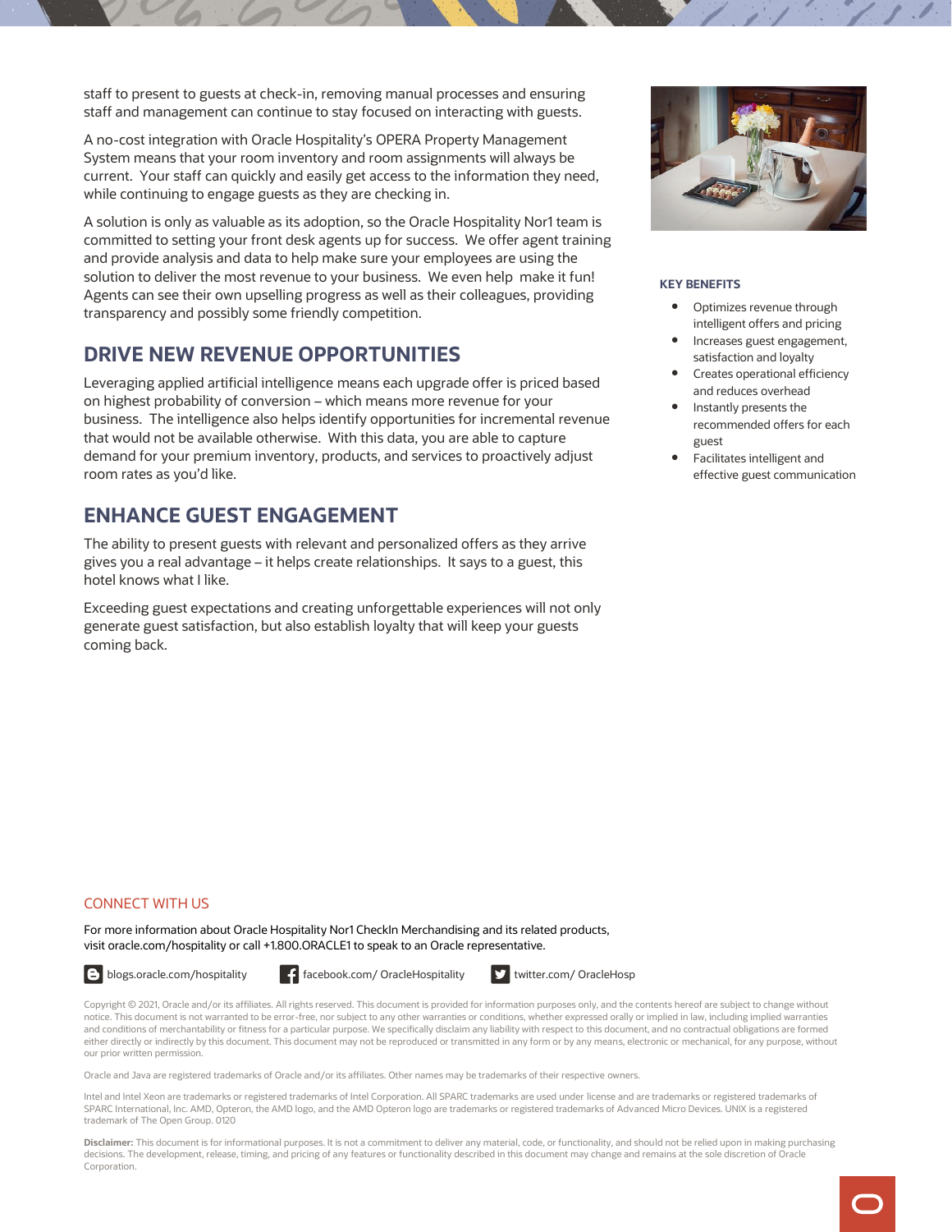staff to present to guests at check-in, removing manual processes and ensuring staff and management can continue to stay focused on interacting with guests.

A no-cost integration with Oracle Hospitality's OPERA Property Management System means that your room inventory and room assignments will always be current. Your staff can quickly and easily get access to the information they need, while continuing to engage guests as they are checking in.

A solution is only as valuable as its adoption, so the Oracle Hospitality Nor1 team is committed to setting your front desk agents up for success. We offer agent training and provide analysis and data to help make sure your employees are using the solution to deliver the most revenue to your business. We even help make it fun! Agents can see their own upselling progress as well as their colleagues, providing transparency and possibly some friendly competition.

## DRIVE NEW REVENUE OPPORTUNITIES

Leveraging applied artificial intelligence means each upgrade offer is priced based on highest probability of conversion – which means more revenue for your business. The intelligence also helps identify opportunities for incremental revenue that would not be available otherwise. With this data, you are able to capture demand for your premium inventory, products, and services to proactively adjust room rates as you'd like.

## ENHANCE GUEST ENGAGEMENT

The ability to present guests with relevant and personalized offers as they arrive gives you a real advantage – it helps create relationships. It says to a guest, this hotel knows what I like.

Exceeding guest expectations and creating unforgettable experiences will not only generate guest satisfaction, but also establish loyalty that will keep your guests coming back.

### KEY BENEFITS

- Optimizes revenue through intelligent offers and pricing
- Increases guest engagement, satisfaction and loyalty
- Creates operational efficiency and reduces overhead
- Instantly presents the recommended offers for each guest
- Facilitates intelligent and effective guest communication

## CONNECT WITH US

For more information about Oracle Hospitality Nor1 CheckIn Merchandising and its related products, visit oracle.com/hospitality or call +1.800.ORACLE1 to speak to an Oracle representative.

blogs.oracle.com/hospitality facebook.com/ OracleHospitality twitter.com/ OracleHosp

Copyright © 2021, Oracle and/or its affiliates. All rights reserved. This document is provided for information purposes only, and the contents hereof are subject to change without notice. This document is not warranted to be error-free, nor subject to any other warranties or conditions, whether expressed orally or implied in law, including implied warranties and conditions of merchantability or fitness for a particular purpose. We specifically disclaim any liability with respect to this document, and no contractual obligations are formed either directly or indirectly by this document. This document may not be reproduced or transmitted in any form or by any means, electronic or mechanical, for any purpose, without our prior written permission.

Oracle and Java are registered trademarks of Oracle and/or its affiliates. Other names may be trademarks of their respective owners.

Intel and Intel Xeon are trademarks or registered trademarks of Intel Corporation. All SPARC trademarks are used under license and are trademarks or registered trademarks of SPARC International, Inc. AMD, Opteron, the AMD logo, and the AMD Opteron logo are trademarks or registered trademarks of Advanced Micro Devices. UNIX is a registered trademark of The Open Group. 0120

**Disclaimer:** This document is for informational purposes. It is not a commitment to deliver any material, code, or functionality, and should not be relied upon in making purchasing decisions. The development, release, timing, and pricing of any features or functionality described in this document may change and remains at the sole discretion of Oracle Corporation.